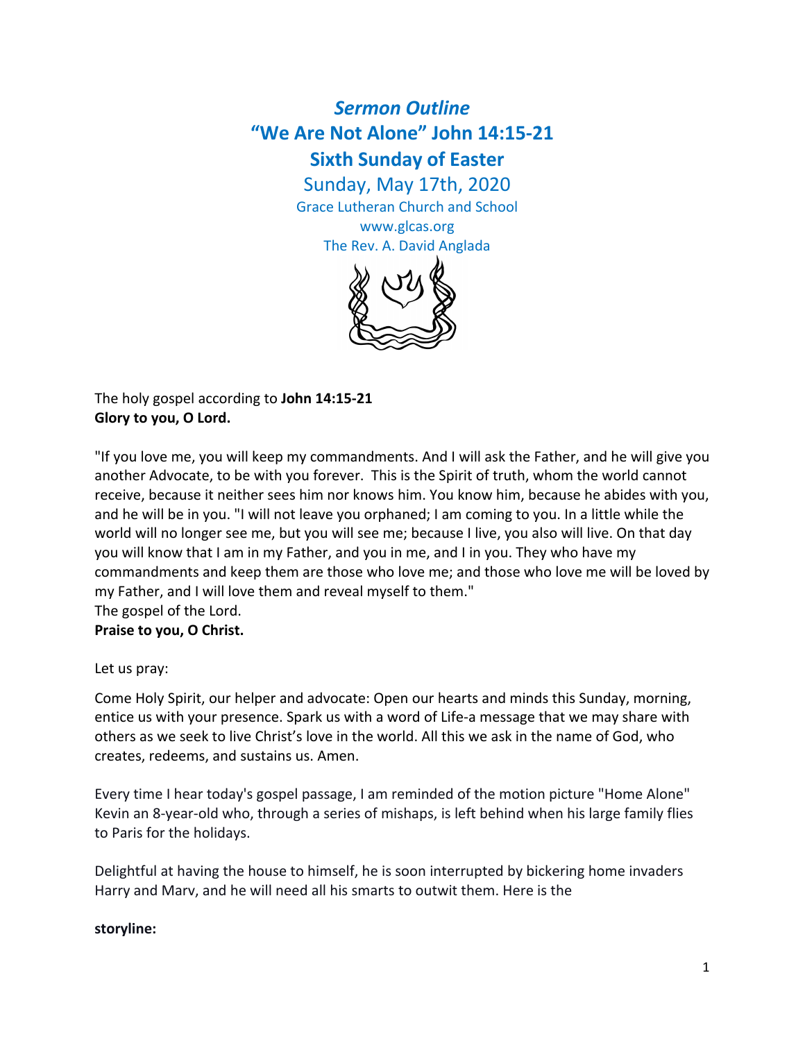# *Sermon Outline*

## "We Are Not Alone" John 14:15-21

## Sixth Sunday of Easter

Sunday, May 17th, 2020

Grace Lutheran Church and School

www.glcas.org

The Rev. A. David Anglada

The holy gospel according to **John 14:15-21**
**Glory to you, O Lord.**

"If you love me, you will keep my commandments. And I will ask the Father, and he will give you another Advocate, to be with you forever. This is the Spirit of truth, whom the world cannot receive, because it neither sees him nor knows him. You know him, because he abides with you, and he will be in you. "I will not leave you orphaned; I am coming to you. In a little while the world will no longer see me, but you will see me; because I live, you also will live. On that day you will know that I am in my Father, and you in me, and I in you. They who have my commandments and keep them are those who love me; and those who love me will be loved by my Father, and I will love them and reveal myself to them."
The gospel of the Lord.
**Praise to you, O Christ.**

Let us pray:

Come Holy Spirit, our helper and advocate: Open our hearts and minds this Sunday, morning, entice us with your presence. Spark us with a word of Life-a message that we may share with others as we seek to live Christ's love in the world. All this we ask in the name of God, who creates, redeems, and sustains us. Amen.

Every time I hear today's gospel passage, I am reminded of the motion picture "Home Alone" Kevin an 8-year-old who, through a series of mishaps, is left behind when his large family flies to Paris for the holidays.

Delightful at having the house to himself, he is soon interrupted by bickering home invaders Harry and Marv, and he will need all his smarts to outwit them. Here is the

**storyline:**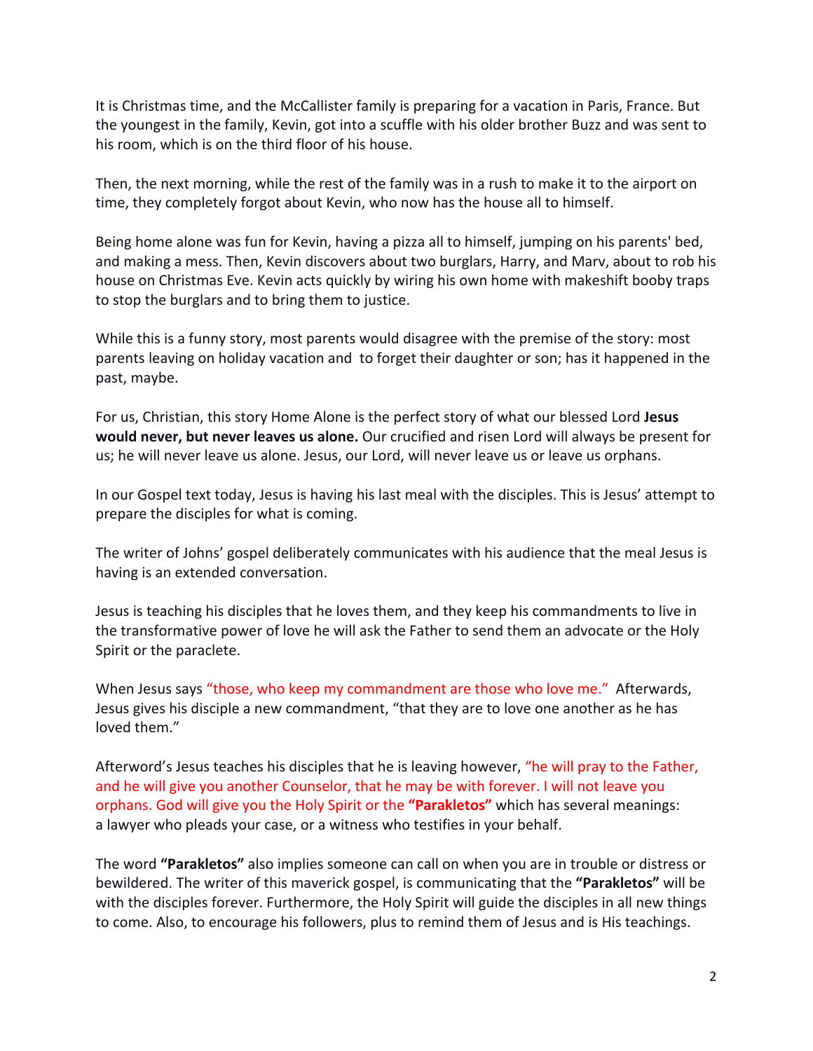It is Christmas time, and the McCallister family is preparing for a vacation in Paris, France. But the youngest in the family, Kevin, got into a scuffle with his older brother Buzz and was sent to his room, which is on the third floor of his house.

Then, the next morning, while the rest of the family was in a rush to make it to the airport on time, they completely forgot about Kevin, who now has the house all to himself.

Being home alone was fun for Kevin, having a pizza all to himself, jumping on his parents' bed, and making a mess. Then, Kevin discovers about two burglars, Harry, and Marv, about to rob his house on Christmas Eve. Kevin acts quickly by wiring his own home with makeshift booby traps to stop the burglars and to bring them to justice.

While this is a funny story, most parents would disagree with the premise of the story: most parents leaving on holiday vacation and to forget their daughter or son; has it happened in the past, maybe.

For us, Christian, this story Home Alone is the perfect story of what our blessed Lord **Jesus would never, but never leaves us alone.** Our crucified and risen Lord will always be present for us; he will never leave us alone. Jesus, our Lord, will never leave us or leave us orphans.

In our Gospel text today, Jesus is having his last meal with the disciples. This is Jesus' attempt to prepare the disciples for what is coming.

The writer of Johns' gospel deliberately communicates with his audience that the meal Jesus is having is an extended conversation.

Jesus is teaching his disciples that he loves them, and they keep his commandments to live in the transformative power of love he will ask the Father to send them an advocate or the Holy Spirit or the paraclete.

When Jesus says "those, who keep my commandment are those who love me." Afterwards, Jesus gives his disciple a new commandment, "that they are to love one another as he has loved them."

Afterword's Jesus teaches his disciples that he is leaving however, "he will pray to the Father, and he will give you another Counselor, that he may be with forever. I will not leave you orphans. God will give you the Holy Spirit or the **"Parakletos"** which has several meanings: a lawyer who pleads your case, or a witness who testifies in your behalf.

The word **"Parakletos"** also implies someone can call on when you are in trouble or distress or bewildered. The writer of this maverick gospel, is communicating that the **"Parakletos"** will be with the disciples forever. Furthermore, the Holy Spirit will guide the disciples in all new things to come. Also, to encourage his followers, plus to remind them of Jesus and is His teachings.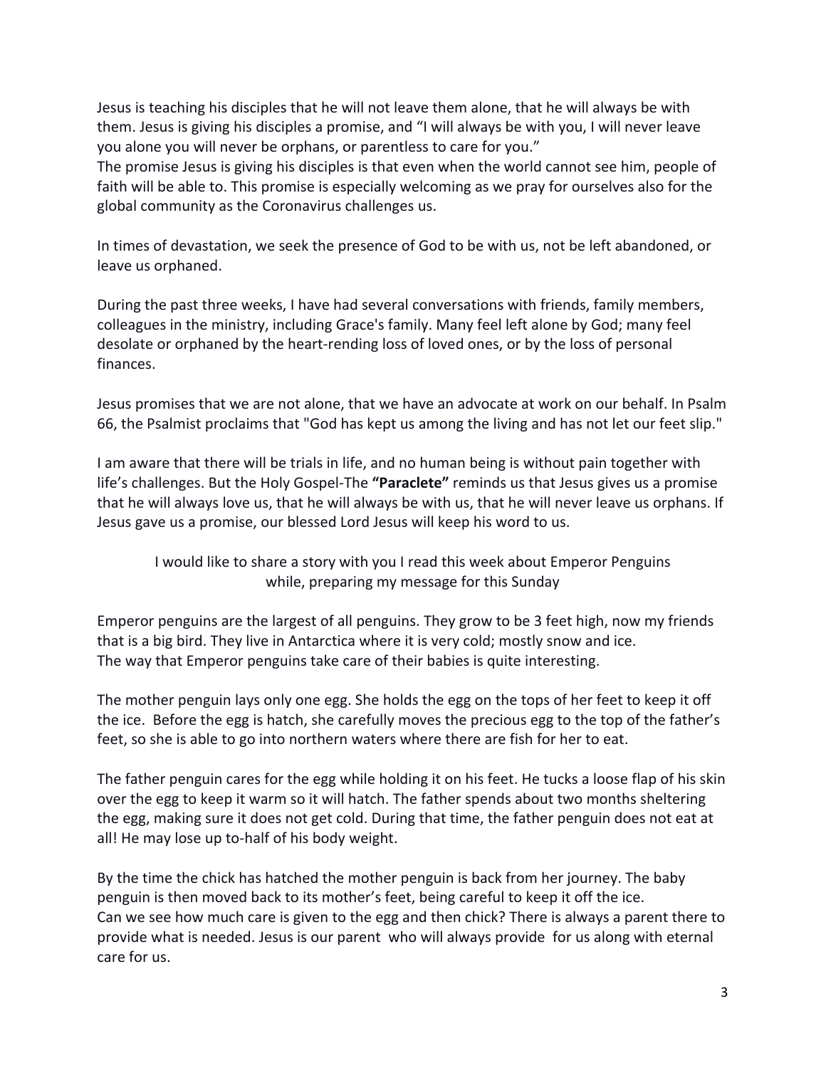Jesus is teaching his disciples that he will not leave them alone, that he will always be with them. Jesus is giving his disciples a promise, and "I will always be with you, I will never leave you alone you will never be orphans, or parentless to care for you."
The promise Jesus is giving his disciples is that even when the world cannot see him, people of faith will be able to. This promise is especially welcoming as we pray for ourselves also for the global community as the Coronavirus challenges us.

In times of devastation, we seek the presence of God to be with us, not be left abandoned, or leave us orphaned.

During the past three weeks, I have had several conversations with friends, family members, colleagues in the ministry, including Grace's family. Many feel left alone by God; many feel desolate or orphaned by the heart-rending loss of loved ones, or by the loss of personal finances.

Jesus promises that we are not alone, that we have an advocate at work on our behalf. In Psalm 66, the Psalmist proclaims that "God has kept us among the living and has not let our feet slip."

I am aware that there will be trials in life, and no human being is without pain together with life's challenges. But the Holy Gospel-The **"Paraclete"** reminds us that Jesus gives us a promise that he will always love us, that he will always be with us, that he will never leave us orphans. If Jesus gave us a promise, our blessed Lord Jesus will keep his word to us.

I would like to share a story with you I read this week about Emperor Penguins while, preparing my message for this Sunday

Emperor penguins are the largest of all penguins. They grow to be 3 feet high, now my friends that is a big bird. They live in Antarctica where it is very cold; mostly snow and ice.
The way that Emperor penguins take care of their babies is quite interesting.

The mother penguin lays only one egg. She holds the egg on the tops of her feet to keep it off the ice. Before the egg is hatch, she carefully moves the precious egg to the top of the father's feet, so she is able to go into northern waters where there are fish for her to eat.

The father penguin cares for the egg while holding it on his feet. He tucks a loose flap of his skin over the egg to keep it warm so it will hatch. The father spends about two months sheltering the egg, making sure it does not get cold. During that time, the father penguin does not eat at all! He may lose up to-half of his body weight.

By the time the chick has hatched the mother penguin is back from her journey. The baby penguin is then moved back to its mother's feet, being careful to keep it off the ice.
Can we see how much care is given to the egg and then chick? There is always a parent there to provide what is needed. Jesus is our parent who will always provide for us along with eternal care for us.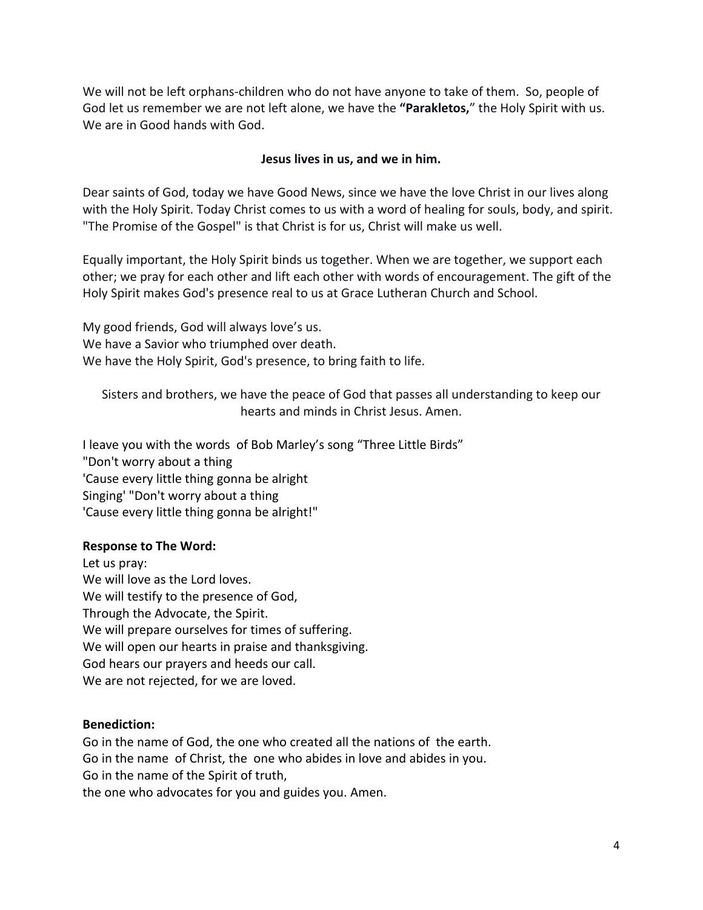We will not be left orphans-children who do not have anyone to take of them. So, people of God let us remember we are not left alone, we have the **"Parakletos,"** the Holy Spirit with us. We are in Good hands with God.

**Jesus lives in us, and we in him.**

Dear saints of God, today we have Good News, since we have the love Christ in our lives along with the Holy Spirit. Today Christ comes to us with a word of healing for souls, body, and spirit. "The Promise of the Gospel" is that Christ is for us, Christ will make us well.

Equally important, the Holy Spirit binds us together. When we are together, we support each other; we pray for each other and lift each other with words of encouragement. The gift of the Holy Spirit makes God's presence real to us at Grace Lutheran Church and School.

My good friends, God will always love's us.
We have a Savior who triumphed over death.
We have the Holy Spirit, God's presence, to bring faith to life.

Sisters and brothers, we have the peace of God that passes all understanding to keep our hearts and minds in Christ Jesus. Amen.

I leave you with the words of Bob Marley's song "Three Little Birds"
"Don't worry about a thing
'Cause every little thing gonna be alright
Singing' "Don't worry about a thing
'Cause every little thing gonna be alright!"

**Response to The Word:**
Let us pray:
We will love as the Lord loves.
We will testify to the presence of God,
Through the Advocate, the Spirit.
We will prepare ourselves for times of suffering.
We will open our hearts in praise and thanksgiving.
God hears our prayers and heeds our call.
We are not rejected, for we are loved.

**Benediction:**
Go in the name of God, the one who created all the nations of the earth.
Go in the name of Christ, the one who abides in love and abides in you.
Go in the name of the Spirit of truth,
the one who advocates for you and guides you. Amen.